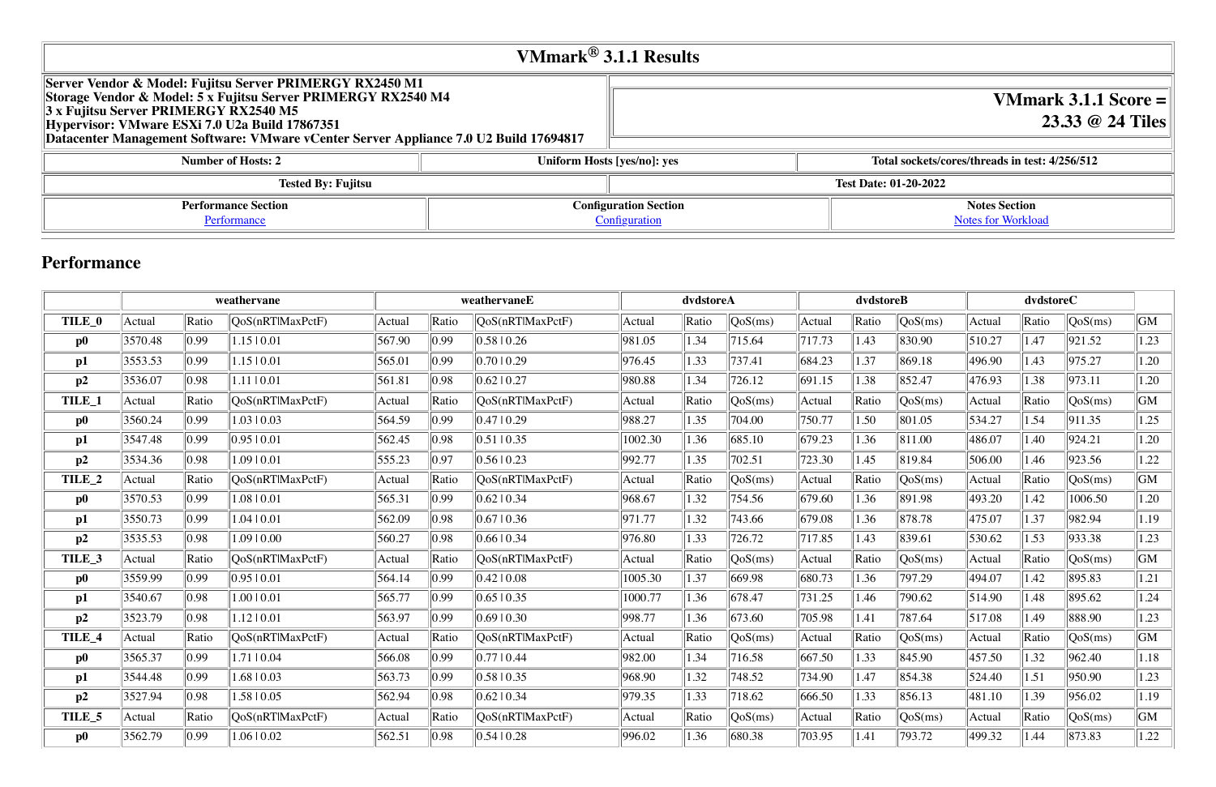# VMmark® 3.1.1 Results

| Server Vendor & Model: Fujitsu Server PRIMERGY RX2450 M1<br>Storage Vendor & Model: 5 x Fujitsu Server PRIMERGY RX2540 M4<br>3 x Fujitsu Server PRIMERGY RX2540 M5<br>Hypervisor: VMware ESXi 7.0 U2a Build 17867351<br>Datacenter Management Software: VMware vCenter Server Appliance 7.0 U2 Build 17694817 | VMmark 3.1.1 Score = 23.33 @ 24 Tiles |
|---|---|

| Number of Hosts: 2 | Uniform Hosts [yes/no]: yes | Total sockets/cores/threads in test: 4/256/512 |
|---|---|---|

| Tested By: Fujitsu | Test Date: 01-20-2022 |
|---|---|

| Performance Section | Configuration Section | Notes Section |
|---|---|---|
| Performance | Configuration | Notes for Workload |

## Performance

| | weathervane | | | weathervaneE | | | dvdstoreA | | | dvdstoreB | | | dvdstoreC | | | |
|---|---|---|---|---|---|---|---|---|---|---|---|---|---|---|---|---|
| **TILE_0** | Actual | Ratio | QoS(nRT\|MaxPctF) | Actual | Ratio | QoS(nRT\|MaxPctF) | Actual | Ratio | QoS(ms) | Actual | Ratio | QoS(ms) | Actual | Ratio | QoS(ms) | GM |
| **p0** | 3570.48 | 0.99 | 1.15 \| 0.01 | 567.90 | 0.99 | 0.58 \| 0.26 | 981.05 | 1.34 | 715.64 | 717.73 | 1.43 | 830.90 | 510.27 | 1.47 | 921.52 | 1.23 |
| **p1** | 3553.53 | 0.99 | 1.15 \| 0.01 | 565.01 | 0.99 | 0.70 \| 0.29 | 976.45 | 1.33 | 737.41 | 684.23 | 1.37 | 869.18 | 496.90 | 1.43 | 975.27 | 1.20 |
| **p2** | 3536.07 | 0.98 | 1.11 \| 0.01 | 561.81 | 0.98 | 0.62 \| 0.27 | 980.88 | 1.34 | 726.12 | 691.15 | 1.38 | 852.47 | 476.93 | 1.38 | 973.11 | 1.20 |
| **TILE_1** | Actual | Ratio | QoS(nRT\|MaxPctF) | Actual | Ratio | QoS(nRT\|MaxPctF) | Actual | Ratio | QoS(ms) | Actual | Ratio | QoS(ms) | Actual | Ratio | QoS(ms) | GM |
| **p0** | 3560.24 | 0.99 | 1.03 \| 0.03 | 564.59 | 0.99 | 0.47 \| 0.29 | 988.27 | 1.35 | 704.00 | 750.77 | 1.50 | 801.05 | 534.27 | 1.54 | 911.35 | 1.25 |
| **p1** | 3547.48 | 0.99 | 0.95 \| 0.01 | 562.45 | 0.98 | 0.51 \| 0.35 | 1002.30 | 1.36 | 685.10 | 679.23 | 1.36 | 811.00 | 486.07 | 1.40 | 924.21 | 1.20 |
| **p2** | 3534.36 | 0.98 | 1.09 \| 0.01 | 555.23 | 0.97 | 0.56 \| 0.23 | 992.77 | 1.35 | 702.51 | 723.30 | 1.45 | 819.84 | 506.00 | 1.46 | 923.56 | 1.22 |
| **TILE_2** | Actual | Ratio | QoS(nRT\|MaxPctF) | Actual | Ratio | QoS(nRT\|MaxPctF) | Actual | Ratio | QoS(ms) | Actual | Ratio | QoS(ms) | Actual | Ratio | QoS(ms) | GM |
| **p0** | 3570.53 | 0.99 | 1.08 \| 0.01 | 565.31 | 0.99 | 0.62 \| 0.34 | 968.67 | 1.32 | 754.56 | 679.60 | 1.36 | 891.98 | 493.20 | 1.42 | 1006.50 | 1.20 |
| **p1** | 3550.73 | 0.99 | 1.04 \| 0.01 | 562.09 | 0.98 | 0.67 \| 0.36 | 971.77 | 1.32 | 743.66 | 679.08 | 1.36 | 878.78 | 475.07 | 1.37 | 982.94 | 1.19 |
| **p2** | 3535.53 | 0.98 | 1.09 \| 0.00 | 560.27 | 0.98 | 0.66 \| 0.34 | 976.80 | 1.33 | 726.72 | 717.85 | 1.43 | 839.61 | 530.62 | 1.53 | 933.38 | 1.23 |
| **TILE_3** | Actual | Ratio | QoS(nRT\|MaxPctF) | Actual | Ratio | QoS(nRT\|MaxPctF) | Actual | Ratio | QoS(ms) | Actual | Ratio | QoS(ms) | Actual | Ratio | QoS(ms) | GM |
| **p0** | 3559.99 | 0.99 | 0.95 \| 0.01 | 564.14 | 0.99 | 0.42 \| 0.08 | 1005.30 | 1.37 | 669.98 | 680.73 | 1.36 | 797.29 | 494.07 | 1.42 | 895.83 | 1.21 |
| **p1** | 3540.67 | 0.98 | 1.00 \| 0.01 | 565.77 | 0.99 | 0.65 \| 0.35 | 1000.77 | 1.36 | 678.47 | 731.25 | 1.46 | 790.62 | 514.90 | 1.48 | 895.62 | 1.24 |
| **p2** | 3523.79 | 0.98 | 1.12 \| 0.01 | 563.97 | 0.99 | 0.69 \| 0.30 | 998.77 | 1.36 | 673.60 | 705.98 | 1.41 | 787.64 | 517.08 | 1.49 | 888.90 | 1.23 |
| **TILE_4** | Actual | Ratio | QoS(nRT\|MaxPctF) | Actual | Ratio | QoS(nRT\|MaxPctF) | Actual | Ratio | QoS(ms) | Actual | Ratio | QoS(ms) | Actual | Ratio | QoS(ms) | GM |
| **p0** | 3565.37 | 0.99 | 1.71 \| 0.04 | 566.08 | 0.99 | 0.77 \| 0.44 | 982.00 | 1.34 | 716.58 | 667.50 | 1.33 | 845.90 | 457.50 | 1.32 | 962.40 | 1.18 |
| **p1** | 3544.48 | 0.99 | 1.68 \| 0.03 | 563.73 | 0.99 | 0.58 \| 0.35 | 968.90 | 1.32 | 748.52 | 734.90 | 1.47 | 854.38 | 524.40 | 1.51 | 950.90 | 1.23 |
| **p2** | 3527.94 | 0.98 | 1.58 \| 0.05 | 562.94 | 0.98 | 0.62 \| 0.34 | 979.35 | 1.33 | 718.62 | 666.50 | 1.33 | 856.13 | 481.10 | 1.39 | 956.02 | 1.19 |
| **TILE_5** | Actual | Ratio | QoS(nRT\|MaxPctF) | Actual | Ratio | QoS(nRT\|MaxPctF) | Actual | Ratio | QoS(ms) | Actual | Ratio | QoS(ms) | Actual | Ratio | QoS(ms) | GM |
| **p0** | 3562.79 | 0.99 | 1.06 \| 0.02 | 562.51 | 0.98 | 0.54 \| 0.28 | 996.02 | 1.36 | 680.38 | 703.95 | 1.41 | 793.72 | 499.32 | 1.44 | 873.83 | 1.22 |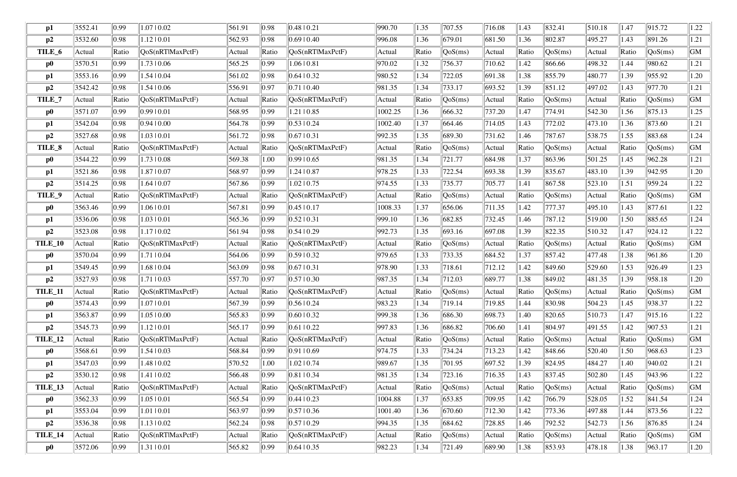| p1 | 3552.41 | 0.99 | 1.07 \| 0.02 | 561.91 | 0.98 | 0.48 \| 0.21 | 990.70 | 1.35 | 707.55 | 716.08 | 1.43 | 832.41 | 510.18 | 1.47 | 915.72 | 1.22 |
|---|---|---|---|---|---|---|---|---|---|---|---|---|---|---|---|---|---|
| **p2** | 3532.60 | 0.98 | 1.12 \| 0.01 | 562.93 | 0.98 | 0.69 \| 0.40 | 996.08 | 1.36 | 679.01 | 681.50 | 1.36 | 802.87 | 495.27 | 1.43 | 891.26 | 1.21 |
| **TILE_6** | Actual | Ratio | QoS(nRT\|MaxPctF) | Actual | Ratio | QoS(nRT\|MaxPctF) | Actual | Ratio | QoS(ms) | Actual | Ratio | QoS(ms) | Actual | Ratio | QoS(ms) | GM |
| **p0** | 3570.51 | 0.99 | 1.73 \| 0.06 | 565.25 | 0.99 | 1.06 \| 0.81 | 970.02 | 1.32 | 756.37 | 710.62 | 1.42 | 866.66 | 498.32 | 1.44 | 980.62 | 1.21 |
| **p1** | 3553.16 | 0.99 | 1.54 \| 0.04 | 561.02 | 0.98 | 0.64 \| 0.32 | 980.52 | 1.34 | 722.05 | 691.38 | 1.38 | 855.79 | 480.77 | 1.39 | 955.92 | 1.20 |
| **p2** | 3542.42 | 0.98 | 1.54 \| 0.06 | 556.91 | 0.97 | 0.71 \| 0.40 | 981.35 | 1.34 | 733.17 | 693.52 | 1.39 | 851.12 | 497.02 | 1.43 | 977.70 | 1.21 |
| **TILE_7** | Actual | Ratio | QoS(nRT\|MaxPctF) | Actual | Ratio | QoS(nRT\|MaxPctF) | Actual | Ratio | QoS(ms) | Actual | Ratio | QoS(ms) | Actual | Ratio | QoS(ms) | GM |
| **p0** | 3571.07 | 0.99 | 0.99 \| 0.01 | 568.95 | 0.99 | 1.21 \| 0.85 | 1002.25 | 1.36 | 666.32 | 737.20 | 1.47 | 774.91 | 542.30 | 1.56 | 875.13 | 1.25 |
| **p1** | 3542.04 | 0.98 | 0.94 \| 0.00 | 564.78 | 0.99 | 0.53 \| 0.24 | 1002.40 | 1.37 | 664.46 | 714.05 | 1.43 | 772.02 | 473.10 | 1.36 | 873.60 | 1.21 |
| **p2** | 3527.68 | 0.98 | 1.03 \| 0.01 | 561.72 | 0.98 | 0.67 \| 0.31 | 992.35 | 1.35 | 689.30 | 731.62 | 1.46 | 787.67 | 538.75 | 1.55 | 883.68 | 1.24 |
| **TILE_8** | Actual | Ratio | QoS(nRT\|MaxPctF) | Actual | Ratio | QoS(nRT\|MaxPctF) | Actual | Ratio | QoS(ms) | Actual | Ratio | QoS(ms) | Actual | Ratio | QoS(ms) | GM |
| **p0** | 3544.22 | 0.99 | 1.73 \| 0.08 | 569.38 | 1.00 | 0.99 \| 0.65 | 981.35 | 1.34 | 721.77 | 684.98 | 1.37 | 863.96 | 501.25 | 1.45 | 962.28 | 1.21 |
| **p1** | 3521.86 | 0.98 | 1.87 \| 0.07 | 568.97 | 0.99 | 1.24 \| 0.87 | 978.25 | 1.33 | 722.54 | 693.38 | 1.39 | 835.67 | 483.10 | 1.39 | 942.95 | 1.20 |
| **p2** | 3514.25 | 0.98 | 1.64 \| 0.07 | 567.86 | 0.99 | 1.02 \| 0.75 | 974.55 | 1.33 | 735.77 | 705.77 | 1.41 | 867.58 | 523.10 | 1.51 | 959.24 | 1.22 |
| **TILE_9** | Actual | Ratio | QoS(nRT\|MaxPctF) | Actual | Ratio | QoS(nRT\|MaxPctF) | Actual | Ratio | QoS(ms) | Actual | Ratio | QoS(ms) | Actual | Ratio | QoS(ms) | GM |
| **p0** | 3563.46 | 0.99 | 1.06 \| 0.01 | 567.81 | 0.99 | 0.45 \| 0.17 | 1008.33 | 1.37 | 656.06 | 711.35 | 1.42 | 777.37 | 495.10 | 1.43 | 877.61 | 1.22 |
| **p1** | 3536.06 | 0.98 | 1.03 \| 0.01 | 565.36 | 0.99 | 0.52 \| 0.31 | 999.10 | 1.36 | 682.85 | 732.45 | 1.46 | 787.12 | 519.00 | 1.50 | 885.65 | 1.24 |
| **p2** | 3523.08 | 0.98 | 1.17 \| 0.02 | 561.94 | 0.98 | 0.54 \| 0.29 | 992.73 | 1.35 | 693.16 | 697.08 | 1.39 | 822.35 | 510.32 | 1.47 | 924.12 | 1.22 |
| **TILE_10** | Actual | Ratio | QoS(nRT\|MaxPctF) | Actual | Ratio | QoS(nRT\|MaxPctF) | Actual | Ratio | QoS(ms) | Actual | Ratio | QoS(ms) | Actual | Ratio | QoS(ms) | GM |
| **p0** | 3570.04 | 0.99 | 1.71 \| 0.04 | 564.06 | 0.99 | 0.59 \| 0.32 | 979.65 | 1.33 | 733.35 | 684.52 | 1.37 | 857.42 | 477.48 | 1.38 | 961.86 | 1.20 |
| **p1** | 3549.45 | 0.99 | 1.68 \| 0.04 | 563.09 | 0.98 | 0.67 \| 0.31 | 978.90 | 1.33 | 718.61 | 712.12 | 1.42 | 849.60 | 529.60 | 1.53 | 926.49 | 1.23 |
| **p2** | 3527.93 | 0.98 | 1.71 \| 0.03 | 557.70 | 0.97 | 0.57 \| 0.30 | 987.35 | 1.34 | 712.03 | 689.77 | 1.38 | 849.02 | 481.35 | 1.39 | 958.18 | 1.20 |
| **TILE_11** | Actual | Ratio | QoS(nRT\|MaxPctF) | Actual | Ratio | QoS(nRT\|MaxPctF) | Actual | Ratio | QoS(ms) | Actual | Ratio | QoS(ms) | Actual | Ratio | QoS(ms) | GM |
| **p0** | 3574.43 | 0.99 | 1.07 \| 0.01 | 567.39 | 0.99 | 0.56 \| 0.24 | 983.23 | 1.34 | 719.14 | 719.85 | 1.44 | 830.98 | 504.23 | 1.45 | 938.37 | 1.22 |
| **p1** | 3563.87 | 0.99 | 1.05 \| 0.00 | 565.83 | 0.99 | 0.60 \| 0.32 | 999.38 | 1.36 | 686.30 | 698.73 | 1.40 | 820.65 | 510.73 | 1.47 | 915.16 | 1.22 |
| **p2** | 3545.73 | 0.99 | 1.12 \| 0.01 | 565.17 | 0.99 | 0.61 \| 0.22 | 997.83 | 1.36 | 686.82 | 706.60 | 1.41 | 804.97 | 491.55 | 1.42 | 907.53 | 1.21 |
| **TILE_12** | Actual | Ratio | QoS(nRT\|MaxPctF) | Actual | Ratio | QoS(nRT\|MaxPctF) | Actual | Ratio | QoS(ms) | Actual | Ratio | QoS(ms) | Actual | Ratio | QoS(ms) | GM |
| **p0** | 3568.61 | 0.99 | 1.54 \| 0.03 | 568.84 | 0.99 | 0.91 \| 0.69 | 974.75 | 1.33 | 734.24 | 713.23 | 1.42 | 848.66 | 520.40 | 1.50 | 968.63 | 1.23 |
| **p1** | 3547.03 | 0.99 | 1.48 \| 0.02 | 570.52 | 1.00 | 1.02 \| 0.74 | 989.67 | 1.35 | 701.95 | 697.52 | 1.39 | 824.95 | 484.27 | 1.40 | 940.02 | 1.21 |
| **p2** | 3530.12 | 0.98 | 1.41 \| 0.02 | 566.48 | 0.99 | 0.81 \| 0.34 | 981.35 | 1.34 | 723.16 | 716.35 | 1.43 | 837.45 | 502.80 | 1.45 | 943.96 | 1.22 |
| **TILE_13** | Actual | Ratio | QoS(nRT\|MaxPctF) | Actual | Ratio | QoS(nRT\|MaxPctF) | Actual | Ratio | QoS(ms) | Actual | Ratio | QoS(ms) | Actual | Ratio | QoS(ms) | GM |
| **p0** | 3562.33 | 0.99 | 1.05 \| 0.01 | 565.54 | 0.99 | 0.44 \| 0.23 | 1004.88 | 1.37 | 653.85 | 709.95 | 1.42 | 766.79 | 528.05 | 1.52 | 841.54 | 1.24 |
| **p1** | 3553.04 | 0.99 | 1.01 \| 0.01 | 563.97 | 0.99 | 0.57 \| 0.36 | 1001.40 | 1.36 | 670.60 | 712.30 | 1.42 | 773.36 | 497.88 | 1.44 | 873.56 | 1.22 |
| **p2** | 3536.38 | 0.98 | 1.13 \| 0.02 | 562.24 | 0.98 | 0.57 \| 0.29 | 994.35 | 1.35 | 684.62 | 728.85 | 1.46 | 792.52 | 542.73 | 1.56 | 876.85 | 1.24 |
| **TILE_14** | Actual | Ratio | QoS(nRT\|MaxPctF) | Actual | Ratio | QoS(nRT\|MaxPctF) | Actual | Ratio | QoS(ms) | Actual | Ratio | QoS(ms) | Actual | Ratio | QoS(ms) | GM |
| **p0** | 3572.06 | 0.99 | 1.31 \| 0.01 | 565.82 | 0.99 | 0.64 \| 0.35 | 982.23 | 1.34 | 721.49 | 689.90 | 1.38 | 853.93 | 478.18 | 1.38 | 963.17 | 1.20 |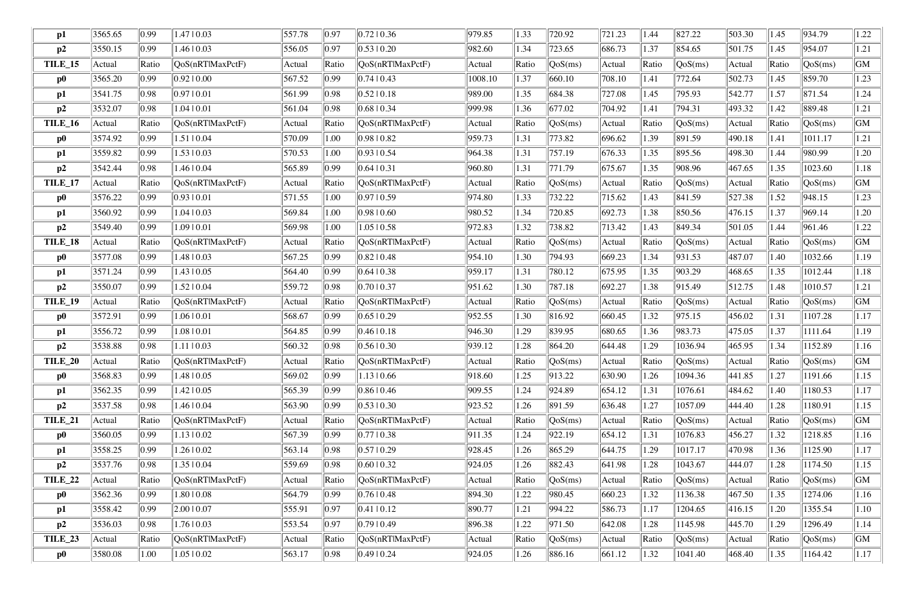| p1 | 3565.65 | 0.99 | 1.47 \| 0.03 | 557.78 | 0.97 | 0.72 \| 0.36 | 979.85 | 1.33 | 720.92 | 721.23 | 1.44 | 827.22 | 503.30 | 1.45 | 934.79 | 1.22 |
|---|---|---|---|---|---|---|---|---|---|---|---|---|---|---|---|---|
| **p2** | 3550.15 | 0.99 | 1.46 \| 0.03 | 556.05 | 0.97 | 0.53 \| 0.20 | 982.60 | 1.34 | 723.65 | 686.73 | 1.37 | 854.65 | 501.75 | 1.45 | 954.07 | 1.21 |
| **TILE_15** | Actual | Ratio | QoS(nRT\|MaxPctF) | Actual | Ratio | QoS(nRT\|MaxPctF) | Actual | Ratio | QoS(ms) | Actual | Ratio | QoS(ms) | Actual | Ratio | QoS(ms) | GM |
| **p0** | 3565.20 | 0.99 | 0.92 \| 0.00 | 567.52 | 0.99 | 0.74 \| 0.43 | 1008.10 | 1.37 | 660.10 | 708.10 | 1.41 | 772.64 | 502.73 | 1.45 | 859.70 | 1.23 |
| **p1** | 3541.75 | 0.98 | 0.97 \| 0.01 | 561.99 | 0.98 | 0.52 \| 0.18 | 989.00 | 1.35 | 684.38 | 727.08 | 1.45 | 795.93 | 542.77 | 1.57 | 871.54 | 1.24 |
| **p2** | 3532.07 | 0.98 | 1.04 \| 0.01 | 561.04 | 0.98 | 0.68 \| 0.34 | 999.98 | 1.36 | 677.02 | 704.92 | 1.41 | 794.31 | 493.32 | 1.42 | 889.48 | 1.21 |
| **TILE_16** | Actual | Ratio | QoS(nRT\|MaxPctF) | Actual | Ratio | QoS(nRT\|MaxPctF) | Actual | Ratio | QoS(ms) | Actual | Ratio | QoS(ms) | Actual | Ratio | QoS(ms) | GM |
| **p0** | 3574.92 | 0.99 | 1.51 \| 0.04 | 570.09 | 1.00 | 0.98 \| 0.82 | 959.73 | 1.31 | 773.82 | 696.62 | 1.39 | 891.59 | 490.18 | 1.41 | 1011.17 | 1.21 |
| **p1** | 3559.82 | 0.99 | 1.53 \| 0.03 | 570.53 | 1.00 | 0.93 \| 0.54 | 964.38 | 1.31 | 757.19 | 676.33 | 1.35 | 895.56 | 498.30 | 1.44 | 980.99 | 1.20 |
| **p2** | 3542.44 | 0.98 | 1.46 \| 0.04 | 565.89 | 0.99 | 0.64 \| 0.31 | 960.80 | 1.31 | 771.79 | 675.67 | 1.35 | 908.96 | 467.65 | 1.35 | 1023.60 | 1.18 |
| **TILE_17** | Actual | Ratio | QoS(nRT\|MaxPctF) | Actual | Ratio | QoS(nRT\|MaxPctF) | Actual | Ratio | QoS(ms) | Actual | Ratio | QoS(ms) | Actual | Ratio | QoS(ms) | GM |
| **p0** | 3576.22 | 0.99 | 0.93 \| 0.01 | 571.55 | 1.00 | 0.97 \| 0.59 | 974.80 | 1.33 | 732.22 | 715.62 | 1.43 | 841.59 | 527.38 | 1.52 | 948.15 | 1.23 |
| **p1** | 3560.92 | 0.99 | 1.04 \| 0.03 | 569.84 | 1.00 | 0.98 \| 0.60 | 980.52 | 1.34 | 720.85 | 692.73 | 1.38 | 850.56 | 476.15 | 1.37 | 969.14 | 1.20 |
| **p2** | 3549.40 | 0.99 | 1.09 \| 0.01 | 569.98 | 1.00 | 1.05 \| 0.58 | 972.83 | 1.32 | 738.82 | 713.42 | 1.43 | 849.34 | 501.05 | 1.44 | 961.46 | 1.22 |
| **TILE_18** | Actual | Ratio | QoS(nRT\|MaxPctF) | Actual | Ratio | QoS(nRT\|MaxPctF) | Actual | Ratio | QoS(ms) | Actual | Ratio | QoS(ms) | Actual | Ratio | QoS(ms) | GM |
| **p0** | 3577.08 | 0.99 | 1.48 \| 0.03 | 567.25 | 0.99 | 0.82 \| 0.48 | 954.10 | 1.30 | 794.93 | 669.23 | 1.34 | 931.53 | 487.07 | 1.40 | 1032.66 | 1.19 |
| **p1** | 3571.24 | 0.99 | 1.43 \| 0.05 | 564.40 | 0.99 | 0.64 \| 0.38 | 959.17 | 1.31 | 780.12 | 675.95 | 1.35 | 903.29 | 468.65 | 1.35 | 1012.44 | 1.18 |
| **p2** | 3550.07 | 0.99 | 1.52 \| 0.04 | 559.72 | 0.98 | 0.70 \| 0.37 | 951.62 | 1.30 | 787.18 | 692.27 | 1.38 | 915.49 | 512.75 | 1.48 | 1010.57 | 1.21 |
| **TILE_19** | Actual | Ratio | QoS(nRT\|MaxPctF) | Actual | Ratio | QoS(nRT\|MaxPctF) | Actual | Ratio | QoS(ms) | Actual | Ratio | QoS(ms) | Actual | Ratio | QoS(ms) | GM |
| **p0** | 3572.91 | 0.99 | 1.06 \| 0.01 | 568.67 | 0.99 | 0.65 \| 0.29 | 952.55 | 1.30 | 816.92 | 660.45 | 1.32 | 975.15 | 456.02 | 1.31 | 1107.28 | 1.17 |
| **p1** | 3556.72 | 0.99 | 1.08 \| 0.01 | 564.85 | 0.99 | 0.46 \| 0.18 | 946.30 | 1.29 | 839.95 | 680.65 | 1.36 | 983.73 | 475.05 | 1.37 | 1111.64 | 1.19 |
| **p2** | 3538.88 | 0.98 | 1.11 \| 0.03 | 560.32 | 0.98 | 0.56 \| 0.30 | 939.12 | 1.28 | 864.20 | 644.48 | 1.29 | 1036.94 | 465.95 | 1.34 | 1152.89 | 1.16 |
| **TILE_20** | Actual | Ratio | QoS(nRT\|MaxPctF) | Actual | Ratio | QoS(nRT\|MaxPctF) | Actual | Ratio | QoS(ms) | Actual | Ratio | QoS(ms) | Actual | Ratio | QoS(ms) | GM |
| **p0** | 3568.83 | 0.99 | 1.48 \| 0.05 | 569.02 | 0.99 | 1.13 \| 0.66 | 918.60 | 1.25 | 913.22 | 630.90 | 1.26 | 1094.36 | 441.85 | 1.27 | 1191.66 | 1.15 |
| **p1** | 3562.35 | 0.99 | 1.42 \| 0.05 | 565.39 | 0.99 | 0.86 \| 0.46 | 909.55 | 1.24 | 924.89 | 654.12 | 1.31 | 1076.61 | 484.62 | 1.40 | 1180.53 | 1.17 |
| **p2** | 3537.58 | 0.98 | 1.46 \| 0.04 | 563.90 | 0.99 | 0.53 \| 0.30 | 923.52 | 1.26 | 891.59 | 636.48 | 1.27 | 1057.09 | 444.40 | 1.28 | 1180.91 | 1.15 |
| **TILE_21** | Actual | Ratio | QoS(nRT\|MaxPctF) | Actual | Ratio | QoS(nRT\|MaxPctF) | Actual | Ratio | QoS(ms) | Actual | Ratio | QoS(ms) | Actual | Ratio | QoS(ms) | GM |
| **p0** | 3560.05 | 0.99 | 1.13 \| 0.02 | 567.39 | 0.99 | 0.77 \| 0.38 | 911.35 | 1.24 | 922.19 | 654.12 | 1.31 | 1076.83 | 456.27 | 1.32 | 1218.85 | 1.16 |
| **p1** | 3558.25 | 0.99 | 1.26 \| 0.02 | 563.14 | 0.98 | 0.57 \| 0.29 | 928.45 | 1.26 | 865.29 | 644.75 | 1.29 | 1017.17 | 470.98 | 1.36 | 1125.90 | 1.17 |
| **p2** | 3537.76 | 0.98 | 1.35 \| 0.04 | 559.69 | 0.98 | 0.60 \| 0.32 | 924.05 | 1.26 | 882.43 | 641.98 | 1.28 | 1043.67 | 444.07 | 1.28 | 1174.50 | 1.15 |
| **TILE_22** | Actual | Ratio | QoS(nRT\|MaxPctF) | Actual | Ratio | QoS(nRT\|MaxPctF) | Actual | Ratio | QoS(ms) | Actual | Ratio | QoS(ms) | Actual | Ratio | QoS(ms) | GM |
| **p0** | 3562.36 | 0.99 | 1.80 \| 0.08 | 564.79 | 0.99 | 0.76 \| 0.48 | 894.30 | 1.22 | 980.45 | 660.23 | 1.32 | 1136.38 | 467.50 | 1.35 | 1274.06 | 1.16 |
| **p1** | 3558.42 | 0.99 | 2.00 \| 0.07 | 555.91 | 0.97 | 0.41 \| 0.12 | 890.77 | 1.21 | 994.22 | 586.73 | 1.17 | 1204.65 | 416.15 | 1.20 | 1355.54 | 1.10 |
| **p2** | 3536.03 | 0.98 | 1.76 \| 0.03 | 553.54 | 0.97 | 0.79 \| 0.49 | 896.38 | 1.22 | 971.50 | 642.08 | 1.28 | 1145.98 | 445.70 | 1.29 | 1296.49 | 1.14 |
| **TILE_23** | Actual | Ratio | QoS(nRT\|MaxPctF) | Actual | Ratio | QoS(nRT\|MaxPctF) | Actual | Ratio | QoS(ms) | Actual | Ratio | QoS(ms) | Actual | Ratio | QoS(ms) | GM |
| **p0** | 3580.08 | 1.00 | 1.05 \| 0.02 | 563.17 | 0.98 | 0.49 \| 0.24 | 924.05 | 1.26 | 886.16 | 661.12 | 1.32 | 1041.40 | 468.40 | 1.35 | 1164.42 | 1.17 |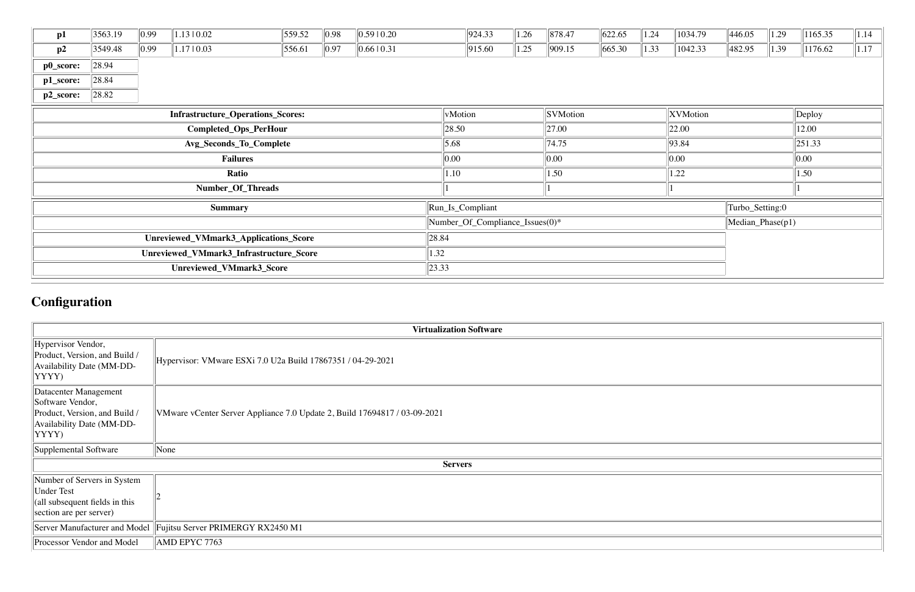| p1 | 3563.19 | 0.99 | 1.13 \| 0.02 | 559.52 | 0.98 | 0.59 \| 0.20 | 924.33 | 1.26 | 878.47 | 622.65 | 1.24 | 1034.79 | 446.05 | 1.29 | 1165.35 | 1.14 |
|---|---|---|---|---|---|---|---|---|---|---|---|---|---|---|---|---|
| p2 | 3549.48 | 0.99 | 1.17 \| 0.03 | 556.61 | 0.97 | 0.66 \| 0.31 | 915.60 | 1.25 | 909.15 | 665.30 | 1.33 | 1042.33 | 482.95 | 1.39 | 1176.62 | 1.17 |

| | |
|---|---|
| **p0_score:** | 28.94 |
| **p1_score:** | 28.84 |
| **p2_score:** | 28.82 |

| **Infrastructure_Operations_Scores:** | vMotion | SVMotion | XVMotion | Deploy |
|---|---|---|---|---|
| **Completed_Ops_PerHour** | 28.50 | 27.00 | 22.00 | 12.00 |
| **Avg_Seconds_To_Complete** | 5.68 | 74.75 | 93.84 | 251.33 |
| **Failures** | 0.00 | 0.00 | 0.00 | 0.00 |
| **Ratio** | 1.10 | 1.50 | 1.22 | 1.50 |
| **Number_Of_Threads** | 1 | 1 | 1 | 1 |

| **Summary** | Run_Is_Compliant | Turbo_Setting:0 |
|---|---|---|
| | Number_Of_Compliance_Issues(0)* | Median_Phase(p1) |
| **Unreviewed_VMmark3_Applications_Score** | 28.84 | |
| **Unreviewed_VMmark3_Infrastructure_Score** | 1.32 | |
| **Unreviewed_VMmark3_Score** | 23.33 | |

## Configuration

| **Virtualization Software** | |
|---|---|
| Hypervisor Vendor, Product, Version, and Build / Availability Date (MM-DD-YYYY) | Hypervisor: VMware ESXi 7.0 U2a Build 17867351 / 04-29-2021 |
| Datacenter Management Software Vendor, Product, Version, and Build / Availability Date (MM-DD-YYYY) | VMware vCenter Server Appliance 7.0 Update 2, Build 17694817 / 03-09-2021 |
| Supplemental Software | None |
| **Servers** | |
| Number of Servers in System Under Test (all subsequent fields in this section are per server) | 2 |
| Server Manufacturer and Model | Fujitsu Server PRIMERGY RX2450 M1 |
| Processor Vendor and Model | AMD EPYC 7763 |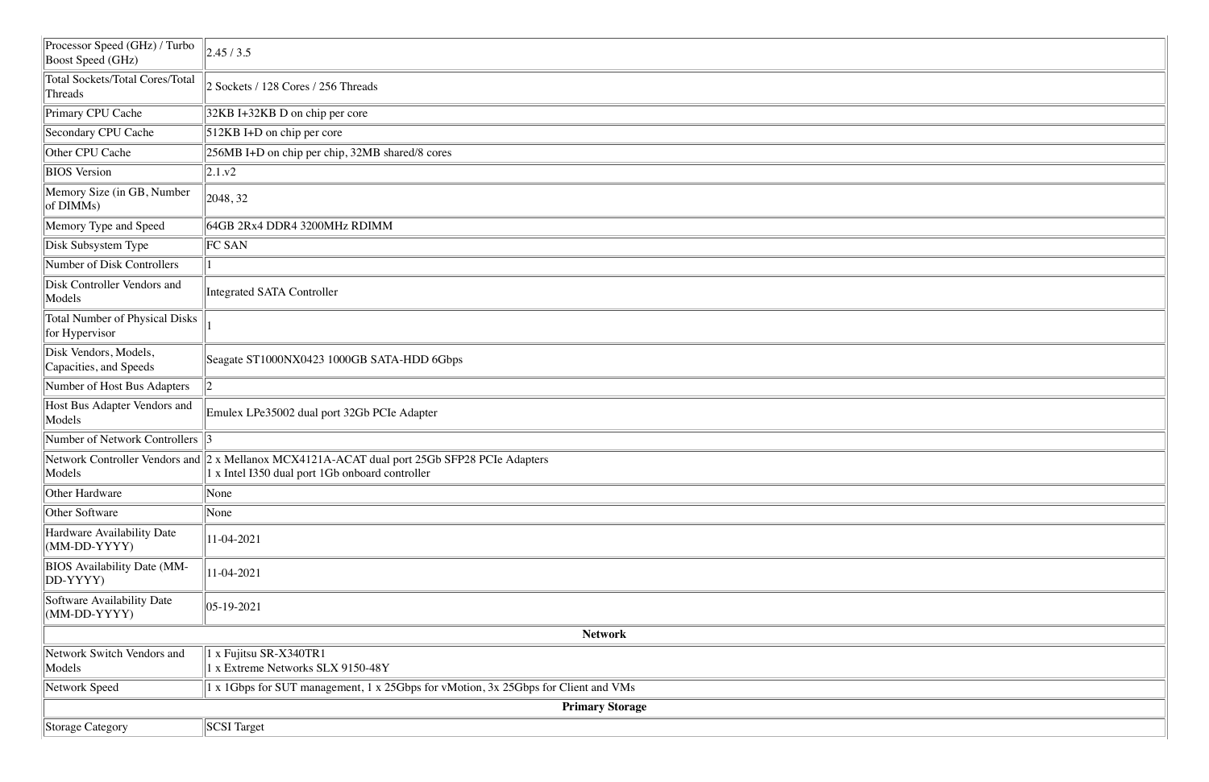| | |
|---|---|
| Processor Speed (GHz) / Turbo Boost Speed (GHz) | 2.45 / 3.5 |
| Total Sockets/Total Cores/Total Threads | 2 Sockets / 128 Cores / 256 Threads |
| Primary CPU Cache | 32KB I+32KB D on chip per core |
| Secondary CPU Cache | 512KB I+D on chip per core |
| Other CPU Cache | 256MB I+D on chip per chip, 32MB shared/8 cores |
| BIOS Version | 2.1.v2 |
| Memory Size (in GB, Number of DIMMs) | 2048, 32 |
| Memory Type and Speed | 64GB 2Rx4 DDR4 3200MHz RDIMM |
| Disk Subsystem Type | FC SAN |
| Number of Disk Controllers | 1 |
| Disk Controller Vendors and Models | Integrated SATA Controller |
| Total Number of Physical Disks for Hypervisor | 1 |
| Disk Vendors, Models, Capacities, and Speeds | Seagate ST1000NX0423 1000GB SATA-HDD 6Gbps |
| Number of Host Bus Adapters | 2 |
| Host Bus Adapter Vendors and Models | Emulex LPe35002 dual port 32Gb PCIe Adapter |
| Number of Network Controllers | 3 |
| Network Controller Vendors and Models | 2 x Mellanox MCX4121A-ACAT dual port 25Gb SFP28 PCIe Adapters<br>1 x Intel I350 dual port 1Gb onboard controller |
| Other Hardware | None |
| Other Software | None |
| Hardware Availability Date (MM-DD-YYYY) | 11-04-2021 |
| BIOS Availability Date (MM-DD-YYYY) | 11-04-2021 |
| Software Availability Date (MM-DD-YYYY) | 05-19-2021 |
| **Network** | |
| Network Switch Vendors and Models | 1 x Fujitsu SR-X340TR1<br>1 x Extreme Networks SLX 9150-48Y |
| Network Speed | 1 x 1Gbps for SUT management, 1 x 25Gbps for vMotion, 3x 25Gbps for Client and VMs |
| **Primary Storage** | |
| Storage Category | SCSI Target |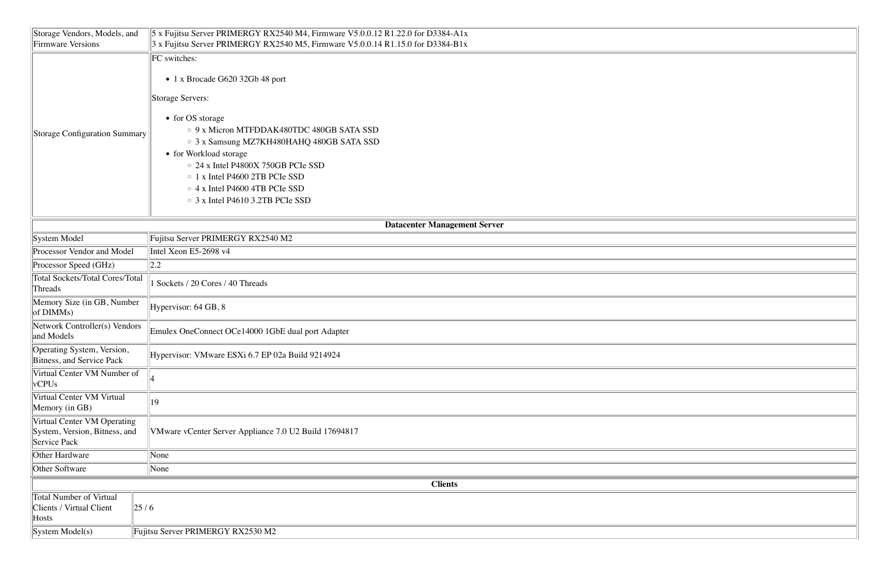| Storage Vendors, Models, and Firmware Versions | 5 x Fujitsu Server PRIMERGY RX2540 M4, Firmware V5.0.0.12 R1.22.0 for D3384-A1x<br>3 x Fujitsu Server PRIMERGY RX2540 M5, Firmware V5.0.0.14 R1.15.0 for D3384-B1x |
|---|---|
| Storage Configuration Summary | FC switches:<br><br>• 1 x Brocade G620 32Gb 48 port<br><br>Storage Servers:<br><br>• for OS storage<br>  ◦ 9 x Micron MTFDDAK480TDC 480GB SATA SSD<br>  ◦ 3 x Samsung MZ7KH480HAHQ 480GB SATA SSD<br>• for Workload storage<br>  ◦ 24 x Intel P4800X 750GB PCIe SSD<br>  ◦ 1 x Intel P4600 2TB PCIe SSD<br>  ◦ 4 x Intel P4600 4TB PCIe SSD<br>  ◦ 3 x Intel P4610 3.2TB PCIe SSD |

| **Datacenter Management Server** | |
|---|---|
| System Model | Fujitsu Server PRIMERGY RX2540 M2 |
| Processor Vendor and Model | Intel Xeon E5-2698 v4 |
| Processor Speed (GHz) | 2.2 |
| Total Sockets/Total Cores/Total Threads | 1 Sockets / 20 Cores / 40 Threads |
| Memory Size (in GB, Number of DIMMs) | Hypervisor: 64 GB, 8 |
| Network Controller(s) Vendors and Models | Emulex OneConnect OCe14000 1GbE dual port Adapter |
| Operating System, Version, Bitness, and Service Pack | Hypervisor: VMware ESXi 6.7 EP 02a Build 9214924 |
| Virtual Center VM Number of vCPUs | 4 |
| Virtual Center VM Virtual Memory (in GB) | 19 |
| Virtual Center VM Operating System, Version, Bitness, and Service Pack | VMware vCenter Server Appliance 7.0 U2 Build 17694817 |
| Other Hardware | None |
| Other Software | None |

| **Clients** | |
|---|---|
| Total Number of Virtual Clients / Virtual Client Hosts | 25 / 6 |
| System Model(s) | Fujitsu Server PRIMERGY RX2530 M2 |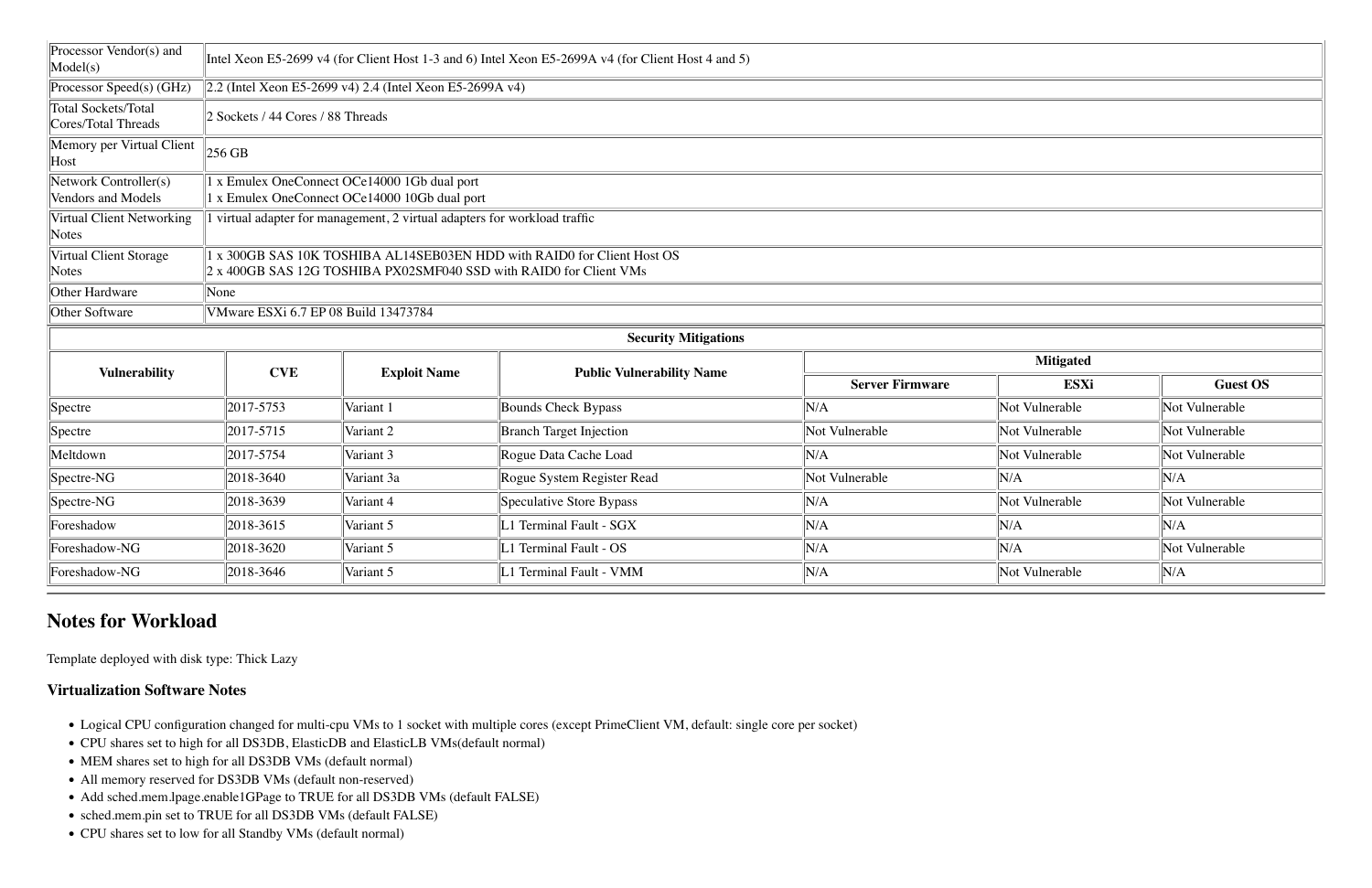| | |
|---|---|
| Processor Vendor(s) and Model(s) | Intel Xeon E5-2699 v4 (for Client Host 1-3 and 6) Intel Xeon E5-2699A v4 (for Client Host 4 and 5) |
| Processor Speed(s) (GHz) | 2.2 (Intel Xeon E5-2699 v4) 2.4 (Intel Xeon E5-2699A v4) |
| Total Sockets/Total Cores/Total Threads | 2 Sockets / 44 Cores / 88 Threads |
| Memory per Virtual Client Host | 256 GB |
| Network Controller(s) Vendors and Models | 1 x Emulex OneConnect OCe14000 1Gb dual port<br>1 x Emulex OneConnect OCe14000 10Gb dual port |
| Virtual Client Networking Notes | 1 virtual adapter for management, 2 virtual adapters for workload traffic |
| Virtual Client Storage Notes | 1 x 300GB SAS 10K TOSHIBA AL14SEB03EN HDD with RAID0 for Client Host OS<br>2 x 400GB SAS 12G TOSHIBA PX02SMF040 SSD with RAID0 for Client VMs |
| Other Hardware | None |
| Other Software | VMware ESXi 6.7 EP 08 Build 13473784 |

**Security Mitigations**

| Vulnerability | CVE | Exploit Name | Public Vulnerability Name | Mitigated | | |
|---|---|---|---|---|---|---|
| | | | | Server Firmware | ESXi | Guest OS |
| Spectre | 2017-5753 | Variant 1 | Bounds Check Bypass | N/A | Not Vulnerable | Not Vulnerable |
| Spectre | 2017-5715 | Variant 2 | Branch Target Injection | Not Vulnerable | Not Vulnerable | Not Vulnerable |
| Meltdown | 2017-5754 | Variant 3 | Rogue Data Cache Load | N/A | Not Vulnerable | Not Vulnerable |
| Spectre-NG | 2018-3640 | Variant 3a | Rogue System Register Read | Not Vulnerable | N/A | N/A |
| Spectre-NG | 2018-3639 | Variant 4 | Speculative Store Bypass | N/A | Not Vulnerable | Not Vulnerable |
| Foreshadow | 2018-3615 | Variant 5 | L1 Terminal Fault - SGX | N/A | N/A | N/A |
| Foreshadow-NG | 2018-3620 | Variant 5 | L1 Terminal Fault - OS | N/A | N/A | Not Vulnerable |
| Foreshadow-NG | 2018-3646 | Variant 5 | L1 Terminal Fault - VMM | N/A | Not Vulnerable | N/A |

## Notes for Workload

Template deployed with disk type: Thick Lazy

### Virtualization Software Notes

- Logical CPU configuration changed for multi-cpu VMs to 1 socket with multiple cores (except PrimeClient VM, default: single core per socket)
- CPU shares set to high for all DS3DB, ElasticDB and ElasticLB VMs(default normal)
- MEM shares set to high for all DS3DB VMs (default normal)
- All memory reserved for DS3DB VMs (default non-reserved)
- Add sched.mem.lpage.enable1GPage to TRUE for all DS3DB VMs (default FALSE)
- sched.mem.pin set to TRUE for all DS3DB VMs (default FALSE)
- CPU shares set to low for all Standby VMs (default normal)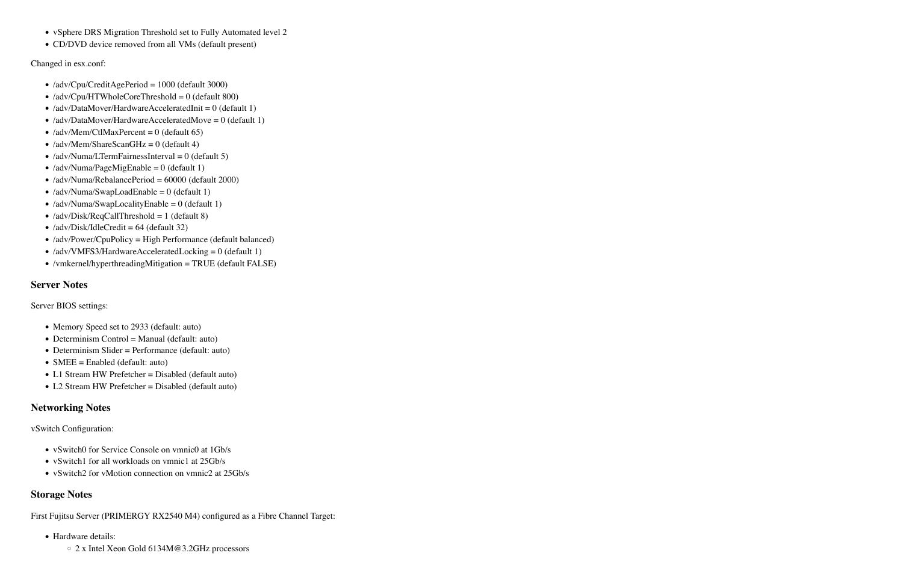- vSphere DRS Migration Threshold set to Fully Automated level 2
- CD/DVD device removed from all VMs (default present)

Changed in esx.conf:

- /adv/Cpu/CreditAgePeriod = 1000 (default 3000)
- /adv/Cpu/HTWholeCoreThreshold = 0 (default 800)
- /adv/DataMover/HardwareAcceleratedInit = 0 (default 1)
- /adv/DataMover/HardwareAcceleratedMove = 0 (default 1)
- /adv/Mem/CtlMaxPercent = 0 (default 65)
- /adv/Mem/ShareScanGHz = 0 (default 4)
- /adv/Numa/LTermFairnessInterval = 0 (default 5)
- /adv/Numa/PageMigEnable = 0 (default 1)
- /adv/Numa/RebalancePeriod = 60000 (default 2000)
- /adv/Numa/SwapLoadEnable = 0 (default 1)
- /adv/Numa/SwapLocalityEnable = 0 (default 1)
- /adv/Disk/ReqCallThreshold = 1 (default 8)
- /adv/Disk/IdleCredit = 64 (default 32)
- /adv/Power/CpuPolicy = High Performance (default balanced)
- /adv/VMFS3/HardwareAcceleratedLocking = 0 (default 1)
- /vmkernel/hyperthreadingMitigation = TRUE (default FALSE)

### Server Notes

Server BIOS settings:

- Memory Speed set to 2933 (default: auto)
- Determinism Control = Manual (default: auto)
- Determinism Slider = Performance (default: auto)
- SMEE = Enabled (default: auto)
- L1 Stream HW Prefetcher = Disabled (default auto)
- L2 Stream HW Prefetcher = Disabled (default auto)

### Networking Notes

vSwitch Configuration:

- vSwitch0 for Service Console on vmnic0 at 1Gb/s
- vSwitch1 for all workloads on vmnic1 at 25Gb/s
- vSwitch2 for vMotion connection on vmnic2 at 25Gb/s

### Storage Notes

First Fujitsu Server (PRIMERGY RX2540 M4) configured as a Fibre Channel Target:

- Hardware details:
  - 2 x Intel Xeon Gold 6134M@3.2GHz processors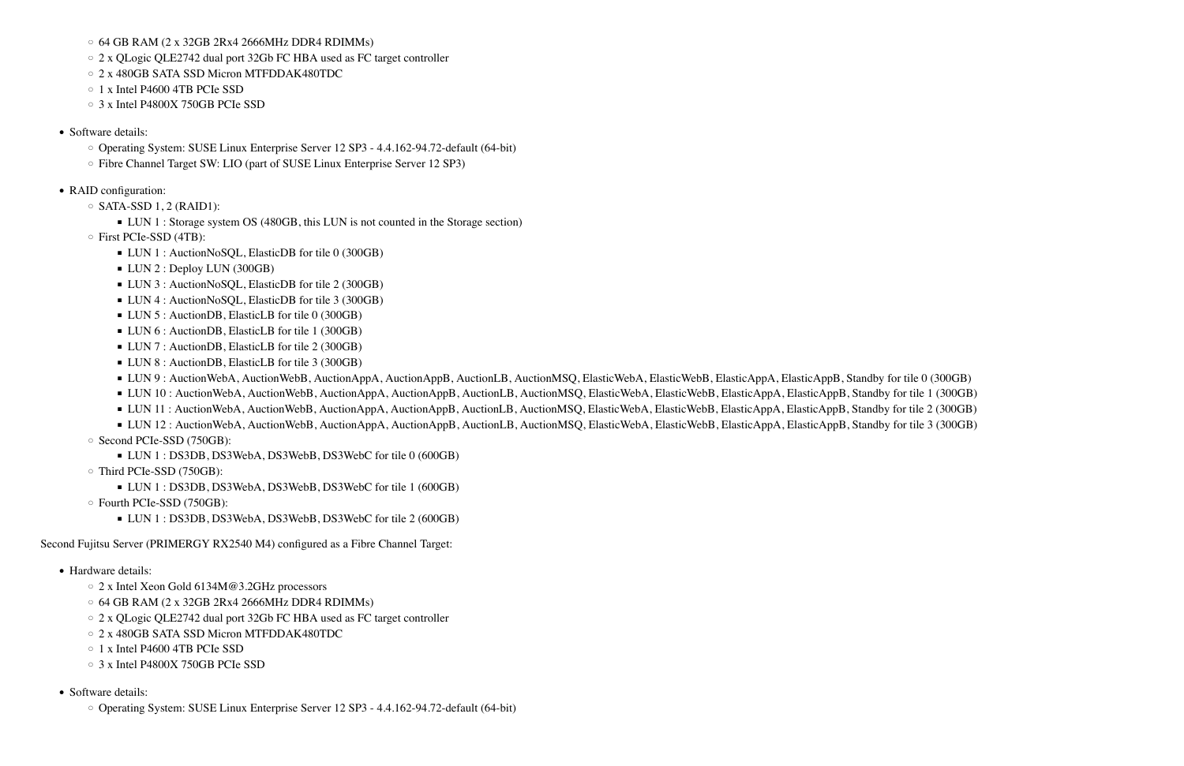- 64 GB RAM (2 x 32GB 2Rx4 2666MHz DDR4 RDIMMs)
  - 2 x QLogic QLE2742 dual port 32Gb FC HBA used as FC target controller
  - 2 x 480GB SATA SSD Micron MTFDDAK480TDC
  - 1 x Intel P4600 4TB PCIe SSD
  - 3 x Intel P4800X 750GB PCIe SSD

- Software details:
  - Operating System: SUSE Linux Enterprise Server 12 SP3 - 4.4.162-94.72-default (64-bit)
  - Fibre Channel Target SW: LIO (part of SUSE Linux Enterprise Server 12 SP3)

- RAID configuration:
  - SATA-SSD 1, 2 (RAID1):
    - LUN 1 : Storage system OS (480GB, this LUN is not counted in the Storage section)
  - First PCIe-SSD (4TB):
    - LUN 1 : AuctionNoSQL, ElasticDB for tile 0 (300GB)
    - LUN 2 : Deploy LUN (300GB)
    - LUN 3 : AuctionNoSQL, ElasticDB for tile 2 (300GB)
    - LUN 4 : AuctionNoSQL, ElasticDB for tile 3 (300GB)
    - LUN 5 : AuctionDB, ElasticLB for tile 0 (300GB)
    - LUN 6 : AuctionDB, ElasticLB for tile 1 (300GB)
    - LUN 7 : AuctionDB, ElasticLB for tile 2 (300GB)
    - LUN 8 : AuctionDB, ElasticLB for tile 3 (300GB)
    - LUN 9 : AuctionWebA, AuctionWebB, AuctionAppA, AuctionAppB, AuctionLB, AuctionMSQ, ElasticWebA, ElasticWebB, ElasticAppA, ElasticAppB, Standby for tile 0 (300GB)
    - LUN 10 : AuctionWebA, AuctionWebB, AuctionAppA, AuctionAppB, AuctionLB, AuctionMSQ, ElasticWebA, ElasticWebB, ElasticAppA, ElasticAppB, Standby for tile 1 (300GB)
    - LUN 11 : AuctionWebA, AuctionWebB, AuctionAppA, AuctionAppB, AuctionLB, AuctionMSQ, ElasticWebA, ElasticWebB, ElasticAppA, ElasticAppB, Standby for tile 2 (300GB)
    - LUN 12 : AuctionWebA, AuctionWebB, AuctionAppA, AuctionAppB, AuctionLB, AuctionMSQ, ElasticWebA, ElasticWebB, ElasticAppA, ElasticAppB, Standby for tile 3 (300GB)
  - Second PCIe-SSD (750GB):
    - LUN 1 : DS3DB, DS3WebA, DS3WebB, DS3WebC for tile 0 (600GB)
  - Third PCIe-SSD (750GB):
    - LUN 1 : DS3DB, DS3WebA, DS3WebB, DS3WebC for tile 1 (600GB)
  - Fourth PCIe-SSD (750GB):
    - LUN 1 : DS3DB, DS3WebA, DS3WebB, DS3WebC for tile 2 (600GB)

Second Fujitsu Server (PRIMERGY RX2540 M4) configured as a Fibre Channel Target:

- Hardware details:
  - 2 x Intel Xeon Gold 6134M@3.2GHz processors
  - 64 GB RAM (2 x 32GB 2Rx4 2666MHz DDR4 RDIMMs)
  - 2 x QLogic QLE2742 dual port 32Gb FC HBA used as FC target controller
  - 2 x 480GB SATA SSD Micron MTFDDAK480TDC
  - 1 x Intel P4600 4TB PCIe SSD
  - 3 x Intel P4800X 750GB PCIe SSD

- Software details:
  - Operating System: SUSE Linux Enterprise Server 12 SP3 - 4.4.162-94.72-default (64-bit)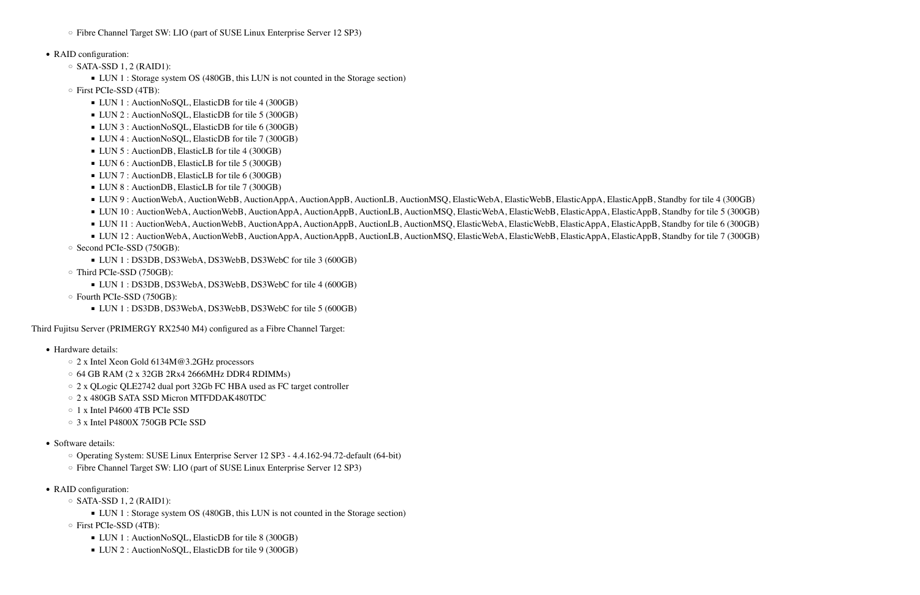- Fibre Channel Target SW: LIO (part of SUSE Linux Enterprise Server 12 SP3)

- RAID configuration:
  - SATA-SSD 1, 2 (RAID1):
    - LUN 1 : Storage system OS (480GB, this LUN is not counted in the Storage section)
  - First PCIe-SSD (4TB):
    - LUN 1 : AuctionNoSQL, ElasticDB for tile 4 (300GB)
    - LUN 2 : AuctionNoSQL, ElasticDB for tile 5 (300GB)
    - LUN 3 : AuctionNoSQL, ElasticDB for tile 6 (300GB)
    - LUN 4 : AuctionNoSQL, ElasticDB for tile 7 (300GB)
    - LUN 5 : AuctionDB, ElasticLB for tile 4 (300GB)
    - LUN 6 : AuctionDB, ElasticLB for tile 5 (300GB)
    - LUN 7 : AuctionDB, ElasticLB for tile 6 (300GB)
    - LUN 8 : AuctionDB, ElasticLB for tile 7 (300GB)
    - LUN 9 : AuctionWebA, AuctionWebB, AuctionAppA, AuctionAppB, AuctionLB, AuctionMSQ, ElasticWebA, ElasticWebB, ElasticAppA, ElasticAppB, Standby for tile 4 (300GB)
    - LUN 10 : AuctionWebA, AuctionWebB, AuctionAppA, AuctionAppB, AuctionLB, AuctionMSQ, ElasticWebA, ElasticWebB, ElasticAppA, ElasticAppB, Standby for tile 5 (300GB)
    - LUN 11 : AuctionWebA, AuctionWebB, AuctionAppA, AuctionAppB, AuctionLB, AuctionMSQ, ElasticWebA, ElasticWebB, ElasticAppA, ElasticAppB, Standby for tile 6 (300GB)
    - LUN 12 : AuctionWebA, AuctionWebB, AuctionAppA, AuctionAppB, AuctionLB, AuctionMSQ, ElasticWebA, ElasticWebB, ElasticAppA, ElasticAppB, Standby for tile 7 (300GB)
  - Second PCIe-SSD (750GB):
    - LUN 1 : DS3DB, DS3WebA, DS3WebB, DS3WebC for tile 3 (600GB)
  - Third PCIe-SSD (750GB):
    - LUN 1 : DS3DB, DS3WebA, DS3WebB, DS3WebC for tile 4 (600GB)
  - Fourth PCIe-SSD (750GB):
    - LUN 1 : DS3DB, DS3WebA, DS3WebB, DS3WebC for tile 5 (600GB)

Third Fujitsu Server (PRIMERGY RX2540 M4) configured as a Fibre Channel Target:

- Hardware details:
  - 2 x Intel Xeon Gold 6134M@3.2GHz processors
  - 64 GB RAM (2 x 32GB 2Rx4 2666MHz DDR4 RDIMMs)
  - 2 x QLogic QLE2742 dual port 32Gb FC HBA used as FC target controller
  - 2 x 480GB SATA SSD Micron MTFDDAK480TDC
  - 1 x Intel P4600 4TB PCIe SSD
  - 3 x Intel P4800X 750GB PCIe SSD

- Software details:
  - Operating System: SUSE Linux Enterprise Server 12 SP3 - 4.4.162-94.72-default (64-bit)
  - Fibre Channel Target SW: LIO (part of SUSE Linux Enterprise Server 12 SP3)

- RAID configuration:
  - SATA-SSD 1, 2 (RAID1):
    - LUN 1 : Storage system OS (480GB, this LUN is not counted in the Storage section)
  - First PCIe-SSD (4TB):
    - LUN 1 : AuctionNoSQL, ElasticDB for tile 8 (300GB)
    - LUN 2 : AuctionNoSQL, ElasticDB for tile 9 (300GB)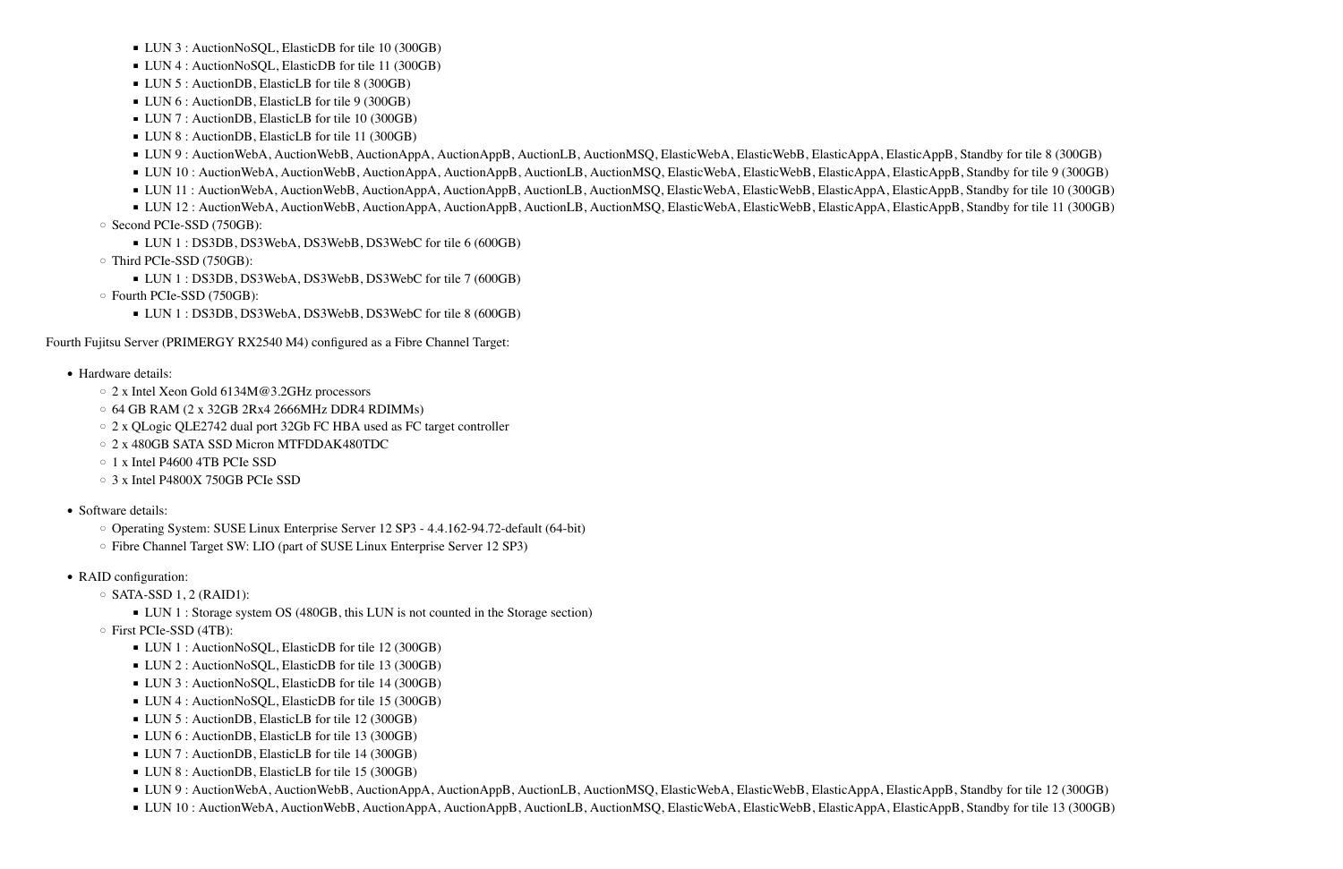- LUN 3 : AuctionNoSQL, ElasticDB for tile 10 (300GB)
        - LUN 4 : AuctionNoSQL, ElasticDB for tile 11 (300GB)
        - LUN 5 : AuctionDB, ElasticLB for tile 8 (300GB)
        - LUN 6 : AuctionDB, ElasticLB for tile 9 (300GB)
        - LUN 7 : AuctionDB, ElasticLB for tile 10 (300GB)
        - LUN 8 : AuctionDB, ElasticLB for tile 11 (300GB)
        - LUN 9 : AuctionWebA, AuctionWebB, AuctionAppA, AuctionAppB, AuctionLB, AuctionMSQ, ElasticWebA, ElasticWebB, ElasticAppA, ElasticAppB, Standby for tile 8 (300GB)
        - LUN 10 : AuctionWebA, AuctionWebB, AuctionAppA, AuctionAppB, AuctionLB, AuctionMSQ, ElasticWebA, ElasticWebB, ElasticAppA, ElasticAppB, Standby for tile 9 (300GB)
        - LUN 11 : AuctionWebA, AuctionWebB, AuctionAppA, AuctionAppB, AuctionLB, AuctionMSQ, ElasticWebA, ElasticWebB, ElasticAppA, ElasticAppB, Standby for tile 10 (300GB)
        - LUN 12 : AuctionWebA, AuctionWebB, AuctionAppA, AuctionAppB, AuctionLB, AuctionMSQ, ElasticWebA, ElasticWebB, ElasticAppA, ElasticAppB, Standby for tile 11 (300GB)
    - Second PCIe-SSD (750GB):
        - LUN 1 : DS3DB, DS3WebA, DS3WebB, DS3WebC for tile 6 (600GB)
    - Third PCIe-SSD (750GB):
        - LUN 1 : DS3DB, DS3WebA, DS3WebB, DS3WebC for tile 7 (600GB)
    - Fourth PCIe-SSD (750GB):
        - LUN 1 : DS3DB, DS3WebA, DS3WebB, DS3WebC for tile 8 (600GB)

Fourth Fujitsu Server (PRIMERGY RX2540 M4) configured as a Fibre Channel Target:

- Hardware details:
    - 2 x Intel Xeon Gold 6134M@3.2GHz processors
    - 64 GB RAM (2 x 32GB 2Rx4 2666MHz DDR4 RDIMMs)
    - 2 x QLogic QLE2742 dual port 32Gb FC HBA used as FC target controller
    - 2 x 480GB SATA SSD Micron MTFDDAK480TDC
    - 1 x Intel P4600 4TB PCIe SSD
    - 3 x Intel P4800X 750GB PCIe SSD
- Software details:
    - Operating System: SUSE Linux Enterprise Server 12 SP3 - 4.4.162-94.72-default (64-bit)
    - Fibre Channel Target SW: LIO (part of SUSE Linux Enterprise Server 12 SP3)
- RAID configuration:
    - SATA-SSD 1, 2 (RAID1):
        - LUN 1 : Storage system OS (480GB, this LUN is not counted in the Storage section)
    - First PCIe-SSD (4TB):
        - LUN 1 : AuctionNoSQL, ElasticDB for tile 12 (300GB)
        - LUN 2 : AuctionNoSQL, ElasticDB for tile 13 (300GB)
        - LUN 3 : AuctionNoSQL, ElasticDB for tile 14 (300GB)
        - LUN 4 : AuctionNoSQL, ElasticDB for tile 15 (300GB)
        - LUN 5 : AuctionDB, ElasticLB for tile 12 (300GB)
        - LUN 6 : AuctionDB, ElasticLB for tile 13 (300GB)
        - LUN 7 : AuctionDB, ElasticLB for tile 14 (300GB)
        - LUN 8 : AuctionDB, ElasticLB for tile 15 (300GB)
        - LUN 9 : AuctionWebA, AuctionWebB, AuctionAppA, AuctionAppB, AuctionLB, AuctionMSQ, ElasticWebA, ElasticWebB, ElasticAppA, ElasticAppB, Standby for tile 12 (300GB)
        - LUN 10 : AuctionWebA, AuctionWebB, AuctionAppA, AuctionAppB, AuctionLB, AuctionMSQ, ElasticWebA, ElasticWebB, ElasticAppA, ElasticAppB, Standby for tile 13 (300GB)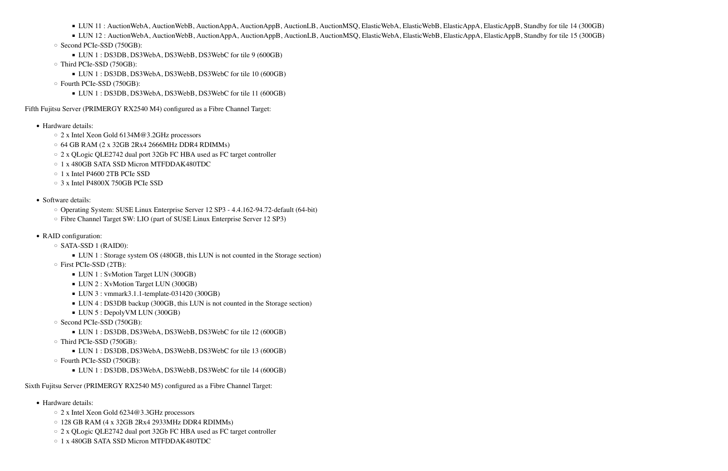- LUN 11 : AuctionWebA, AuctionWebB, AuctionAppA, AuctionAppB, AuctionLB, AuctionMSQ, ElasticWebA, ElasticWebB, ElasticAppA, ElasticAppB, Standby for tile 14 (300GB)
        - LUN 12 : AuctionWebA, AuctionWebB, AuctionAppA, AuctionAppB, AuctionLB, AuctionMSQ, ElasticWebA, ElasticWebB, ElasticAppA, ElasticAppB, Standby for tile 15 (300GB)
    - Second PCIe-SSD (750GB):
        - LUN 1 : DS3DB, DS3WebA, DS3WebB, DS3WebC for tile 9 (600GB)
    - Third PCIe-SSD (750GB):
        - LUN 1 : DS3DB, DS3WebA, DS3WebB, DS3WebC for tile 10 (600GB)
    - Fourth PCIe-SSD (750GB):
        - LUN 1 : DS3DB, DS3WebA, DS3WebB, DS3WebC for tile 11 (600GB)

Fifth Fujitsu Server (PRIMERGY RX2540 M4) configured as a Fibre Channel Target:

- Hardware details:
    - 2 x Intel Xeon Gold 6134M@3.2GHz processors
    - 64 GB RAM (2 x 32GB 2Rx4 2666MHz DDR4 RDIMMs)
    - 2 x QLogic QLE2742 dual port 32Gb FC HBA used as FC target controller
    - 1 x 480GB SATA SSD Micron MTFDDAK480TDC
    - 1 x Intel P4600 2TB PCIe SSD
    - 3 x Intel P4800X 750GB PCIe SSD

- Software details:
    - Operating System: SUSE Linux Enterprise Server 12 SP3 - 4.4.162-94.72-default (64-bit)
    - Fibre Channel Target SW: LIO (part of SUSE Linux Enterprise Server 12 SP3)

- RAID configuration:
    - SATA-SSD 1 (RAID0):
        - LUN 1 : Storage system OS (480GB, this LUN is not counted in the Storage section)
    - First PCIe-SSD (2TB):
        - LUN 1 : SvMotion Target LUN (300GB)
        - LUN 2 : XvMotion Target LUN (300GB)
        - LUN 3 : vmmark3.1.1-template-031420 (300GB)
        - LUN 4 : DS3DB backup (300GB, this LUN is not counted in the Storage section)
        - LUN 5 : DepolyVM LUN (300GB)
    - Second PCIe-SSD (750GB):
        - LUN 1 : DS3DB, DS3WebA, DS3WebB, DS3WebC for tile 12 (600GB)
    - Third PCIe-SSD (750GB):
        - LUN 1 : DS3DB, DS3WebA, DS3WebB, DS3WebC for tile 13 (600GB)
    - Fourth PCIe-SSD (750GB):
        - LUN 1 : DS3DB, DS3WebA, DS3WebB, DS3WebC for tile 14 (600GB)

Sixth Fujitsu Server (PRIMERGY RX2540 M5) configured as a Fibre Channel Target:

- Hardware details:
    - 2 x Intel Xeon Gold 6234@3.3GHz processors
    - 128 GB RAM (4 x 32GB 2Rx4 2933MHz DDR4 RDIMMs)
    - 2 x QLogic QLE2742 dual port 32Gb FC HBA used as FC target controller
    - 1 x 480GB SATA SSD Micron MTFDDAK480TDC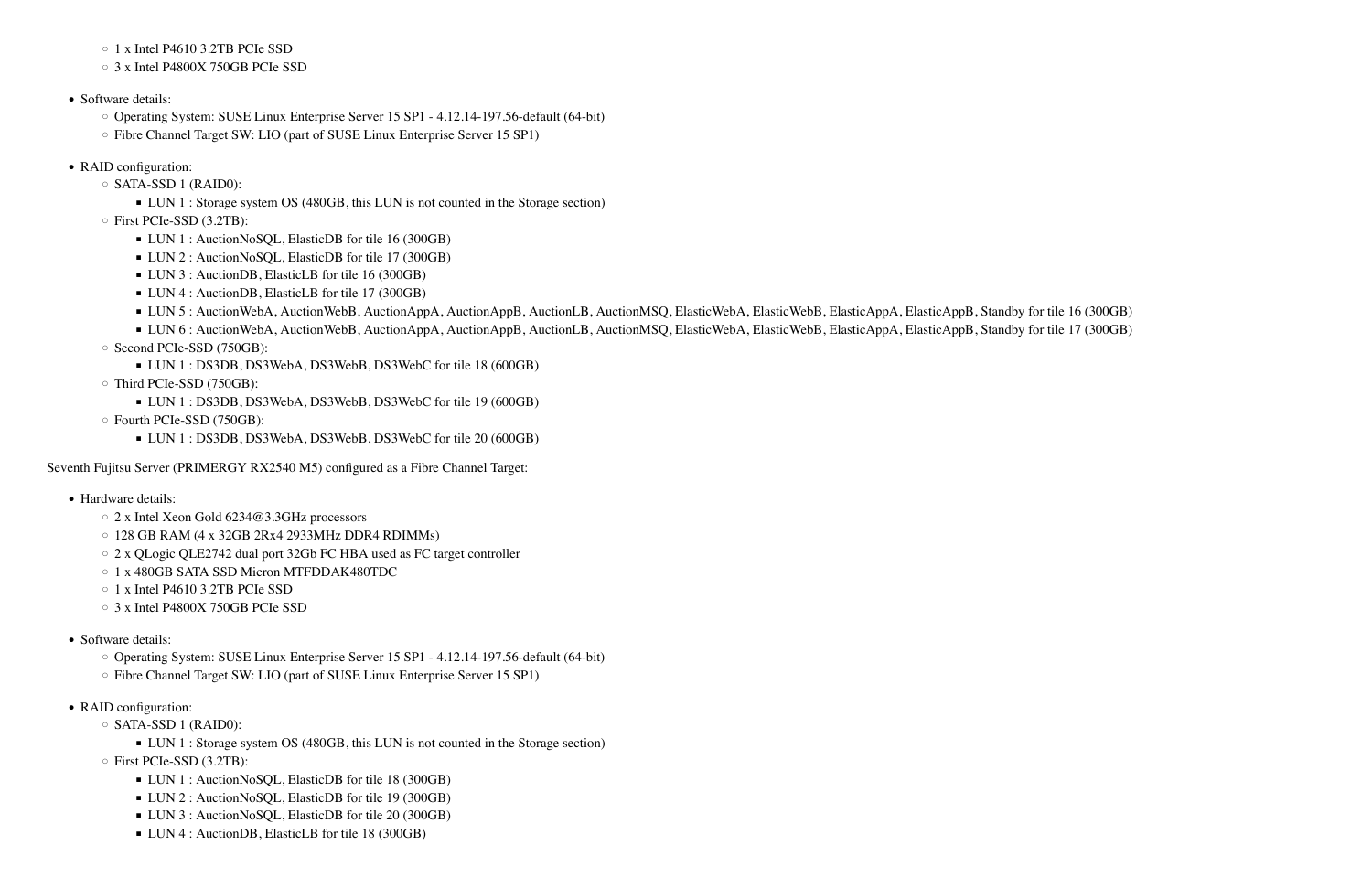- 1 x Intel P4610 3.2TB PCIe SSD
  - 3 x Intel P4800X 750GB PCIe SSD

- Software details:
  - Operating System: SUSE Linux Enterprise Server 15 SP1 - 4.12.14-197.56-default (64-bit)
  - Fibre Channel Target SW: LIO (part of SUSE Linux Enterprise Server 15 SP1)

- RAID configuration:
  - SATA-SSD 1 (RAID0):
    - LUN 1 : Storage system OS (480GB, this LUN is not counted in the Storage section)
  - First PCIe-SSD (3.2TB):
    - LUN 1 : AuctionNoSQL, ElasticDB for tile 16 (300GB)
    - LUN 2 : AuctionNoSQL, ElasticDB for tile 17 (300GB)
    - LUN 3 : AuctionDB, ElasticLB for tile 16 (300GB)
    - LUN 4 : AuctionDB, ElasticLB for tile 17 (300GB)
    - LUN 5 : AuctionWebA, AuctionWebB, AuctionAppA, AuctionAppB, AuctionLB, AuctionMSQ, ElasticWebA, ElasticWebB, ElasticAppA, ElasticAppB, Standby for tile 16 (300GB)
    - LUN 6 : AuctionWebA, AuctionWebB, AuctionAppA, AuctionAppB, AuctionLB, AuctionMSQ, ElasticWebA, ElasticWebB, ElasticAppA, ElasticAppB, Standby for tile 17 (300GB)
  - Second PCIe-SSD (750GB):
    - LUN 1 : DS3DB, DS3WebA, DS3WebB, DS3WebC for tile 18 (600GB)
  - Third PCIe-SSD (750GB):
    - LUN 1 : DS3DB, DS3WebA, DS3WebB, DS3WebC for tile 19 (600GB)
  - Fourth PCIe-SSD (750GB):
    - LUN 1 : DS3DB, DS3WebA, DS3WebB, DS3WebC for tile 20 (600GB)

Seventh Fujitsu Server (PRIMERGY RX2540 M5) configured as a Fibre Channel Target:

- Hardware details:
  - 2 x Intel Xeon Gold 6234@3.3GHz processors
  - 128 GB RAM (4 x 32GB 2Rx4 2933MHz DDR4 RDIMMs)
  - 2 x QLogic QLE2742 dual port 32Gb FC HBA used as FC target controller
  - 1 x 480GB SATA SSD Micron MTFDDAK480TDC
  - 1 x Intel P4610 3.2TB PCIe SSD
  - 3 x Intel P4800X 750GB PCIe SSD

- Software details:
  - Operating System: SUSE Linux Enterprise Server 15 SP1 - 4.12.14-197.56-default (64-bit)
  - Fibre Channel Target SW: LIO (part of SUSE Linux Enterprise Server 15 SP1)

- RAID configuration:
  - SATA-SSD 1 (RAID0):
    - LUN 1 : Storage system OS (480GB, this LUN is not counted in the Storage section)
  - First PCIe-SSD (3.2TB):
    - LUN 1 : AuctionNoSQL, ElasticDB for tile 18 (300GB)
    - LUN 2 : AuctionNoSQL, ElasticDB for tile 19 (300GB)
    - LUN 3 : AuctionNoSQL, ElasticDB for tile 20 (300GB)
    - LUN 4 : AuctionDB, ElasticLB for tile 18 (300GB)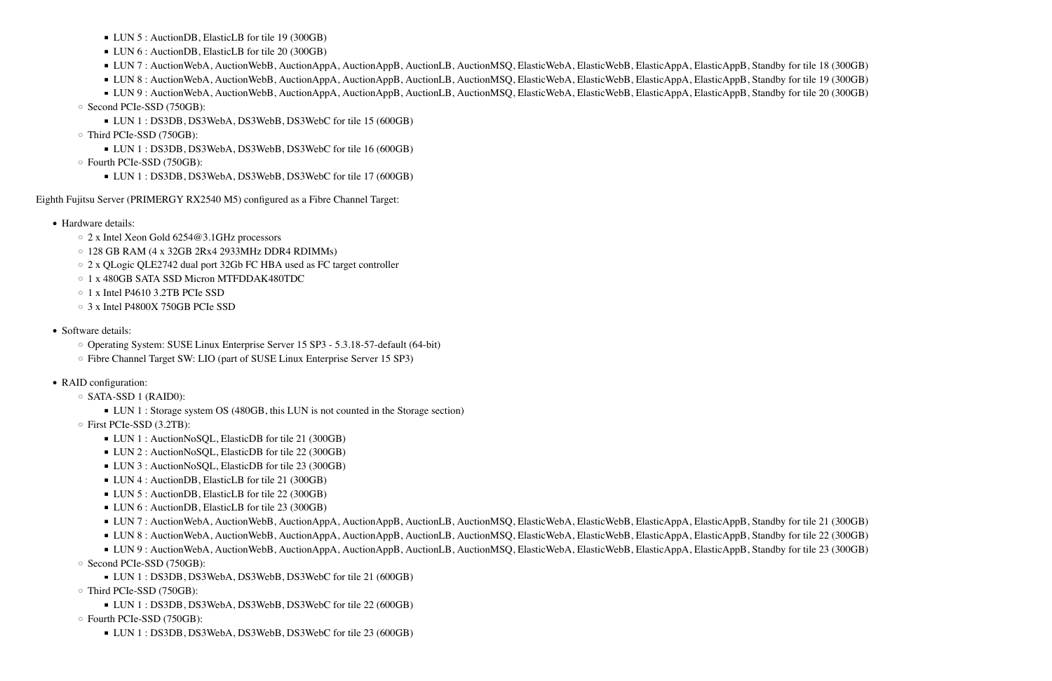- LUN 5 : AuctionDB, ElasticLB for tile 19 (300GB)
        - LUN 6 : AuctionDB, ElasticLB for tile 20 (300GB)
        - LUN 7 : AuctionWebA, AuctionWebB, AuctionAppA, AuctionAppB, AuctionLB, AuctionMSQ, ElasticWebA, ElasticWebB, ElasticAppA, ElasticAppB, Standby for tile 18 (300GB)
        - LUN 8 : AuctionWebA, AuctionWebB, AuctionAppA, AuctionAppB, AuctionLB, AuctionMSQ, ElasticWebA, ElasticWebB, ElasticAppA, ElasticAppB, Standby for tile 19 (300GB)
        - LUN 9 : AuctionWebA, AuctionWebB, AuctionAppA, AuctionAppB, AuctionLB, AuctionMSQ, ElasticWebA, ElasticWebB, ElasticAppA, ElasticAppB, Standby for tile 20 (300GB)
    - Second PCIe-SSD (750GB):
        - LUN 1 : DS3DB, DS3WebA, DS3WebB, DS3WebC for tile 15 (600GB)
    - Third PCIe-SSD (750GB):
        - LUN 1 : DS3DB, DS3WebA, DS3WebB, DS3WebC for tile 16 (600GB)
    - Fourth PCIe-SSD (750GB):
        - LUN 1 : DS3DB, DS3WebA, DS3WebB, DS3WebC for tile 17 (600GB)

Eighth Fujitsu Server (PRIMERGY RX2540 M5) configured as a Fibre Channel Target:

- Hardware details:
    - 2 x Intel Xeon Gold 6254@3.1GHz processors
    - 128 GB RAM (4 x 32GB 2Rx4 2933MHz DDR4 RDIMMs)
    - 2 x QLogic QLE2742 dual port 32Gb FC HBA used as FC target controller
    - 1 x 480GB SATA SSD Micron MTFDDAK480TDC
    - 1 x Intel P4610 3.2TB PCIe SSD
    - 3 x Intel P4800X 750GB PCIe SSD
- Software details:
    - Operating System: SUSE Linux Enterprise Server 15 SP3 - 5.3.18-57-default (64-bit)
    - Fibre Channel Target SW: LIO (part of SUSE Linux Enterprise Server 15 SP3)
- RAID configuration:
    - SATA-SSD 1 (RAID0):
        - LUN 1 : Storage system OS (480GB, this LUN is not counted in the Storage section)
    - First PCIe-SSD (3.2TB):
        - LUN 1 : AuctionNoSQL, ElasticDB for tile 21 (300GB)
        - LUN 2 : AuctionNoSQL, ElasticDB for tile 22 (300GB)
        - LUN 3 : AuctionNoSQL, ElasticDB for tile 23 (300GB)
        - LUN 4 : AuctionDB, ElasticLB for tile 21 (300GB)
        - LUN 5 : AuctionDB, ElasticLB for tile 22 (300GB)
        - LUN 6 : AuctionDB, ElasticLB for tile 23 (300GB)
        - LUN 7 : AuctionWebA, AuctionWebB, AuctionAppA, AuctionAppB, AuctionLB, AuctionMSQ, ElasticWebA, ElasticWebB, ElasticAppA, ElasticAppB, Standby for tile 21 (300GB)
        - LUN 8 : AuctionWebA, AuctionWebB, AuctionAppA, AuctionAppB, AuctionLB, AuctionMSQ, ElasticWebA, ElasticWebB, ElasticAppA, ElasticAppB, Standby for tile 22 (300GB)
        - LUN 9 : AuctionWebA, AuctionWebB, AuctionAppA, AuctionAppB, AuctionLB, AuctionMSQ, ElasticWebA, ElasticWebB, ElasticAppA, ElasticAppB, Standby for tile 23 (300GB)
    - Second PCIe-SSD (750GB):
        - LUN 1 : DS3DB, DS3WebA, DS3WebB, DS3WebC for tile 21 (600GB)
    - Third PCIe-SSD (750GB):
        - LUN 1 : DS3DB, DS3WebA, DS3WebB, DS3WebC for tile 22 (600GB)
    - Fourth PCIe-SSD (750GB):
        - LUN 1 : DS3DB, DS3WebA, DS3WebB, DS3WebC for tile 23 (600GB)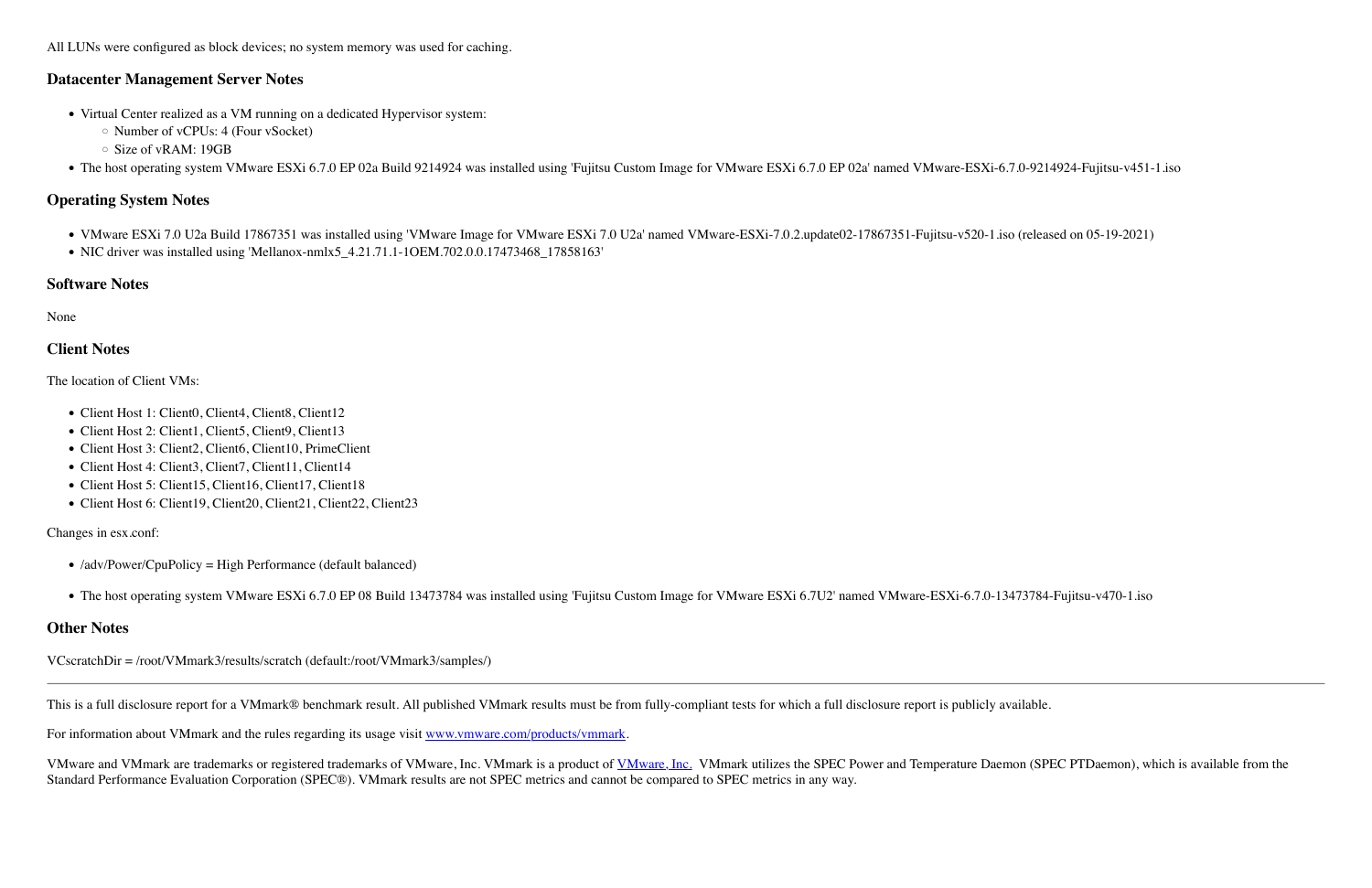All LUNs were configured as block devices; no system memory was used for caching.

### Datacenter Management Server Notes

- Virtual Center realized as a VM running on a dedicated Hypervisor system:
  - Number of vCPUs: 4 (Four vSocket)
  - Size of vRAM: 19GB
- The host operating system VMware ESXi 6.7.0 EP 02a Build 9214924 was installed using 'Fujitsu Custom Image for VMware ESXi 6.7.0 EP 02a' named VMware-ESXi-6.7.0-9214924-Fujitsu-v451-1.iso

### Operating System Notes

- VMware ESXi 7.0 U2a Build 17867351 was installed using 'VMware Image for VMware ESXi 7.0 U2a' named VMware-ESXi-7.0.2.update02-17867351-Fujitsu-v520-1.iso (released on 05-19-2021)
- NIC driver was installed using 'Mellanox-nmlx5_4.21.71.1-1OEM.702.0.0.17473468_17858163'

### Software Notes

None

### Client Notes

The location of Client VMs:

- Client Host 1: Client0, Client4, Client8, Client12
- Client Host 2: Client1, Client5, Client9, Client13
- Client Host 3: Client2, Client6, Client10, PrimeClient
- Client Host 4: Client3, Client7, Client11, Client14
- Client Host 5: Client15, Client16, Client17, Client18
- Client Host 6: Client19, Client20, Client21, Client22, Client23

Changes in esx.conf:

- /adv/Power/CpuPolicy = High Performance (default balanced)

- The host operating system VMware ESXi 6.7.0 EP 08 Build 13473784 was installed using 'Fujitsu Custom Image for VMware ESXi 6.7U2' named VMware-ESXi-6.7.0-13473784-Fujitsu-v470-1.iso

### Other Notes

VCscratchDir = /root/VMmark3/results/scratch (default:/root/VMmark3/samples/)

---

This is a full disclosure report for a VMmark® benchmark result. All published VMmark results must be from fully-compliant tests for which a full disclosure report is publicly available.

For information about VMmark and the rules regarding its usage visit [www.vmware.com/products/vmmark](www.vmware.com/products/vmmark).

VMware and VMmark are trademarks or registered trademarks of VMware, Inc. VMmark is a product of [VMware, Inc.](VMware, Inc.) VMmark utilizes the SPEC Power and Temperature Daemon (SPEC PTDaemon), which is available from the Standard Performance Evaluation Corporation (SPEC®). VMmark results are not SPEC metrics and cannot be compared to SPEC metrics in any way.